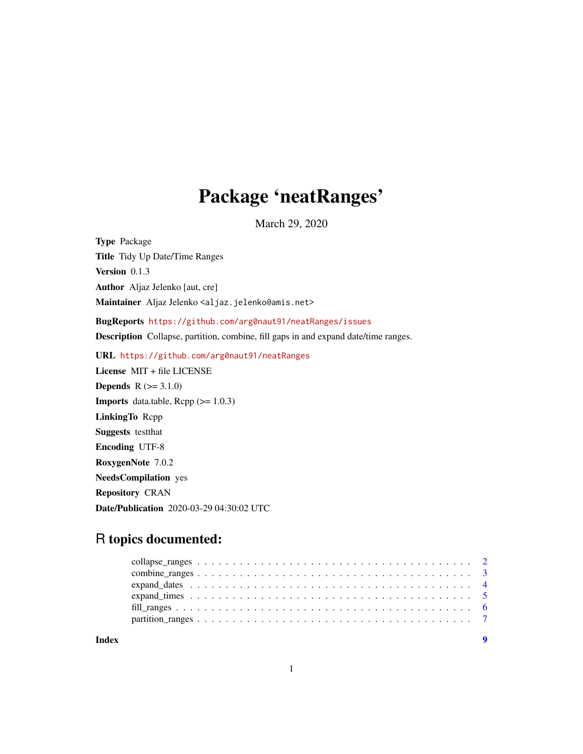# Package 'neatRanges'

March 29, 2020

**Type** Package

**Title** Tidy Up Date/Time Ranges

**Version** 0.1.3

**Author** Aljaz Jelenko [aut, cre]

**Maintainer** Aljaz Jelenko <aljaz.jelenko@amis.net>

**BugReports** https://github.com/arg0naut91/neatRanges/issues

**Description** Collapse, partition, combine, fill gaps in and expand date/time ranges.

**URL** https://github.com/arg0naut91/neatRanges

**License** MIT + file LICENSE

**Depends** R (>= 3.1.0)

**Imports** data.table, Rcpp (>= 1.0.3)

**LinkingTo** Rcpp

**Suggests** testthat

**Encoding** UTF-8

**RoxygenNote** 7.0.2

**NeedsCompilation** yes

**Repository** CRAN

**Date/Publication** 2020-03-29 04:30:02 UTC

## R topics documented:

collapse_ranges . . . . . . . . . . . . . . . . . . . . . . . . . . . . . . . . . . . . . . 2
combine_ranges . . . . . . . . . . . . . . . . . . . . . . . . . . . . . . . . . . . . . . 3
expand_dates . . . . . . . . . . . . . . . . . . . . . . . . . . . . . . . . . . . . . . . 4
expand_times . . . . . . . . . . . . . . . . . . . . . . . . . . . . . . . . . . . . . . . 5
fill_ranges . . . . . . . . . . . . . . . . . . . . . . . . . . . . . . . . . . . . . . . . 6
partition_ranges . . . . . . . . . . . . . . . . . . . . . . . . . . . . . . . . . . . . . 7

**Index** **9**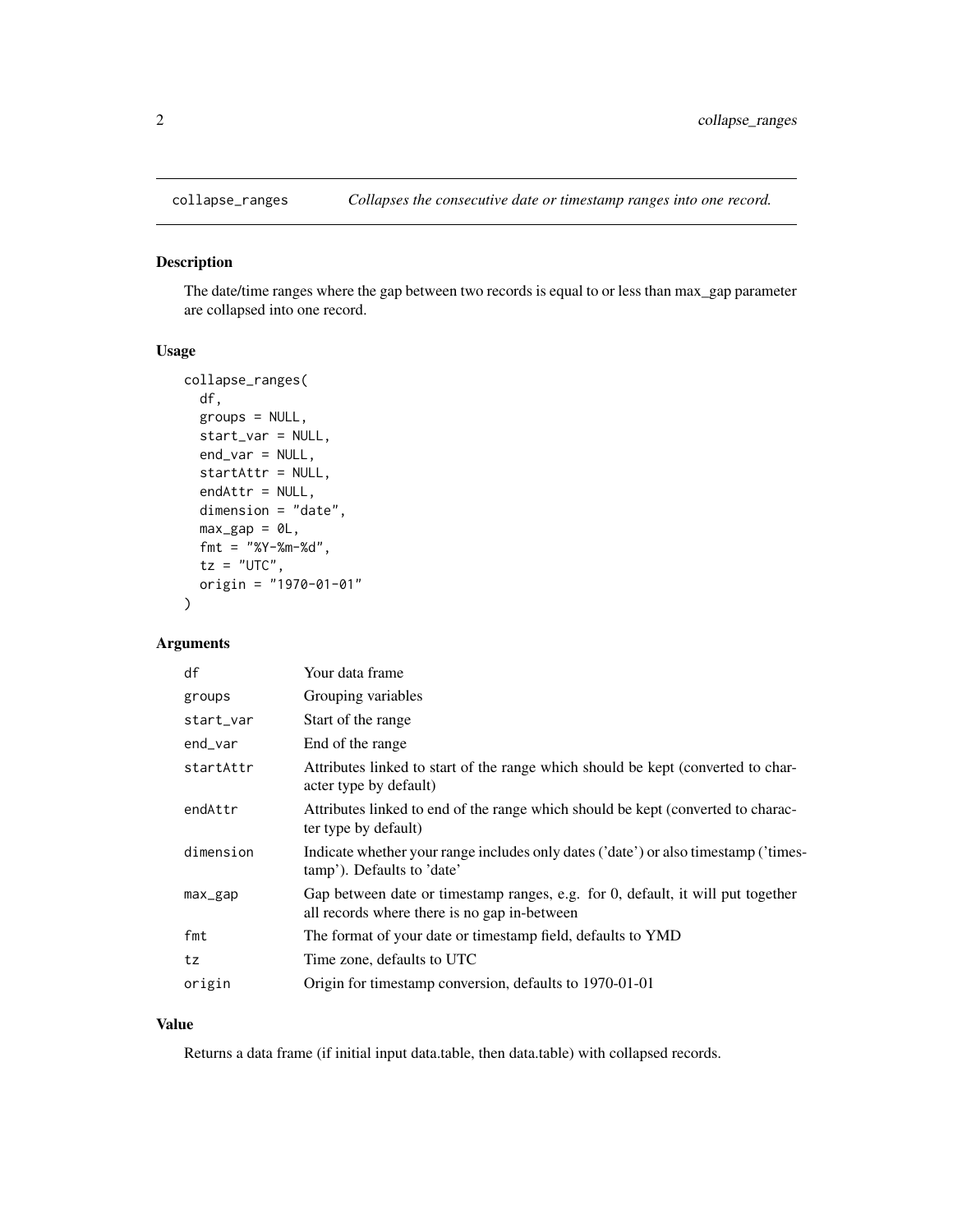## collapse_ranges — *Collapses the consecutive date or timestamp ranges into one record.*

### Description

The date/time ranges where the gap between two records is equal to or less than max_gap parameter are collapsed into one record.

### Usage

```
collapse_ranges(
  df,
  groups = NULL,
  start_var = NULL,
  end_var = NULL,
  startAttr = NULL,
  endAttr = NULL,
  dimension = "date",
  max_gap = 0L,
  fmt = "%Y-%m-%d",
  tz = "UTC",
  origin = "1970-01-01"
)
```

### Arguments

| | |
|---|---|
| df | Your data frame |
| groups | Grouping variables |
| start_var | Start of the range |
| end_var | End of the range |
| startAttr | Attributes linked to start of the range which should be kept (converted to character type by default) |
| endAttr | Attributes linked to end of the range which should be kept (converted to character type by default) |
| dimension | Indicate whether your range includes only dates ('date') or also timestamp ('timestamp'). Defaults to 'date' |
| max_gap | Gap between date or timestamp ranges, e.g. for 0, default, it will put together all records where there is no gap in-between |
| fmt | The format of your date or timestamp field, defaults to YMD |
| tz | Time zone, defaults to UTC |
| origin | Origin for timestamp conversion, defaults to 1970-01-01 |

### Value

Returns a data frame (if initial input data.table, then data.table) with collapsed records.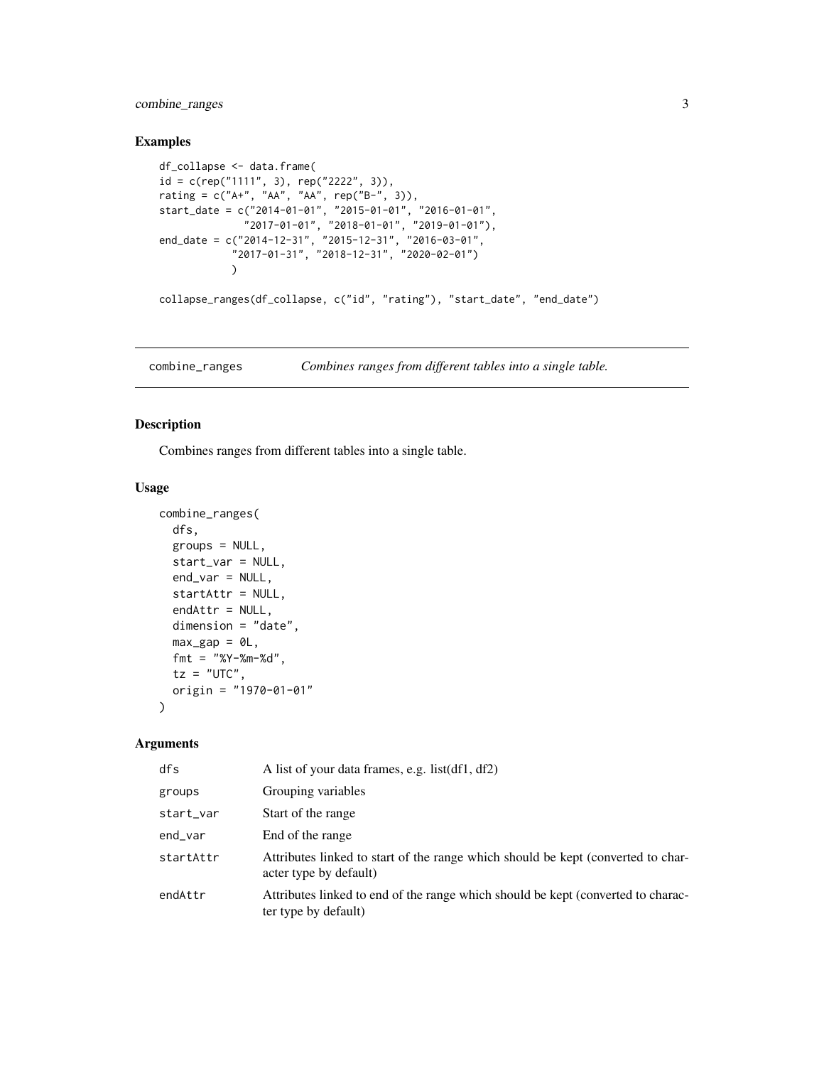## Examples

```
df_collapse <- data.frame(
id = c(rep("1111", 3), rep("2222", 3)),
rating = c("A+", "AA", "AA", rep("B-", 3)),
start_date = c("2014-01-01", "2015-01-01", "2016-01-01",
               "2017-01-01", "2018-01-01", "2019-01-01"),
end_date = c("2014-12-31", "2015-12-31", "2016-03-01",
             "2017-01-31", "2018-12-31", "2020-02-01")
            )

collapse_ranges(df_collapse, c("id", "rating"), "start_date", "end_date")
```

---

# combine_ranges — *Combines ranges from different tables into a single table.*

## Description

Combines ranges from different tables into a single table.

## Usage

```
combine_ranges(
  dfs,
  groups = NULL,
  start_var = NULL,
  end_var = NULL,
  startAttr = NULL,
  endAttr = NULL,
  dimension = "date",
  max_gap = 0L,
  fmt = "%Y-%m-%d",
  tz = "UTC",
  origin = "1970-01-01"
)
```

## Arguments

| | |
|---|---|
| `dfs` | A list of your data frames, e.g. list(df1, df2) |
| `groups` | Grouping variables |
| `start_var` | Start of the range |
| `end_var` | End of the range |
| `startAttr` | Attributes linked to start of the range which should be kept (converted to character type by default) |
| `endAttr` | Attributes linked to end of the range which should be kept (converted to character type by default) |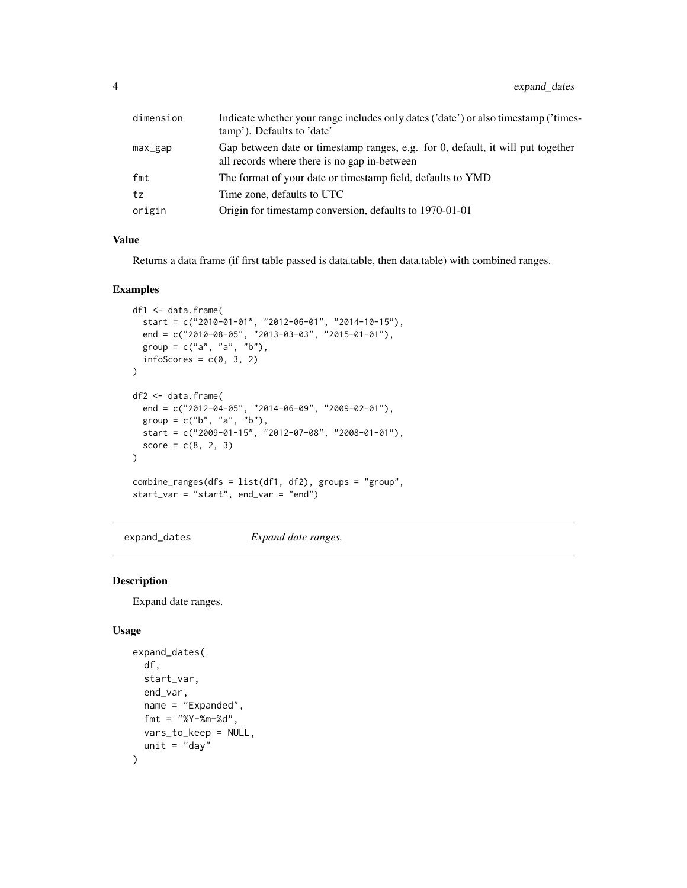| | |
|---|---|
| dimension | Indicate whether your range includes only dates ('date') or also timestamp ('timestamp'). Defaults to 'date' |
| max_gap | Gap between date or timestamp ranges, e.g. for 0, default, it will put together all records where there is no gap in-between |
| fmt | The format of your date or timestamp field, defaults to YMD |
| tz | Time zone, defaults to UTC |
| origin | Origin for timestamp conversion, defaults to 1970-01-01 |

### Value

Returns a data frame (if first table passed is data.table, then data.table) with combined ranges.

### Examples

```
df1 <- data.frame(
  start = c("2010-01-01", "2012-06-01", "2014-10-15"),
  end = c("2010-08-05", "2013-03-03", "2015-01-01"),
  group = c("a", "a", "b"),
  infoScores = c(0, 3, 2)
)

df2 <- data.frame(
  end = c("2012-04-05", "2014-06-09", "2009-02-01"),
  group = c("b", "a", "b"),
  start = c("2009-01-15", "2012-07-08", "2008-01-01"),
  score = c(8, 2, 3)
)

combine_ranges(dfs = list(df1, df2), groups = "group",
start_var = "start", end_var = "end")
```

## expand_dates *Expand date ranges.*

### Description

Expand date ranges.

### Usage

```
expand_dates(
  df,
  start_var,
  end_var,
  name = "Expanded",
  fmt = "%Y-%m-%d",
  vars_to_keep = NULL,
  unit = "day"
)
```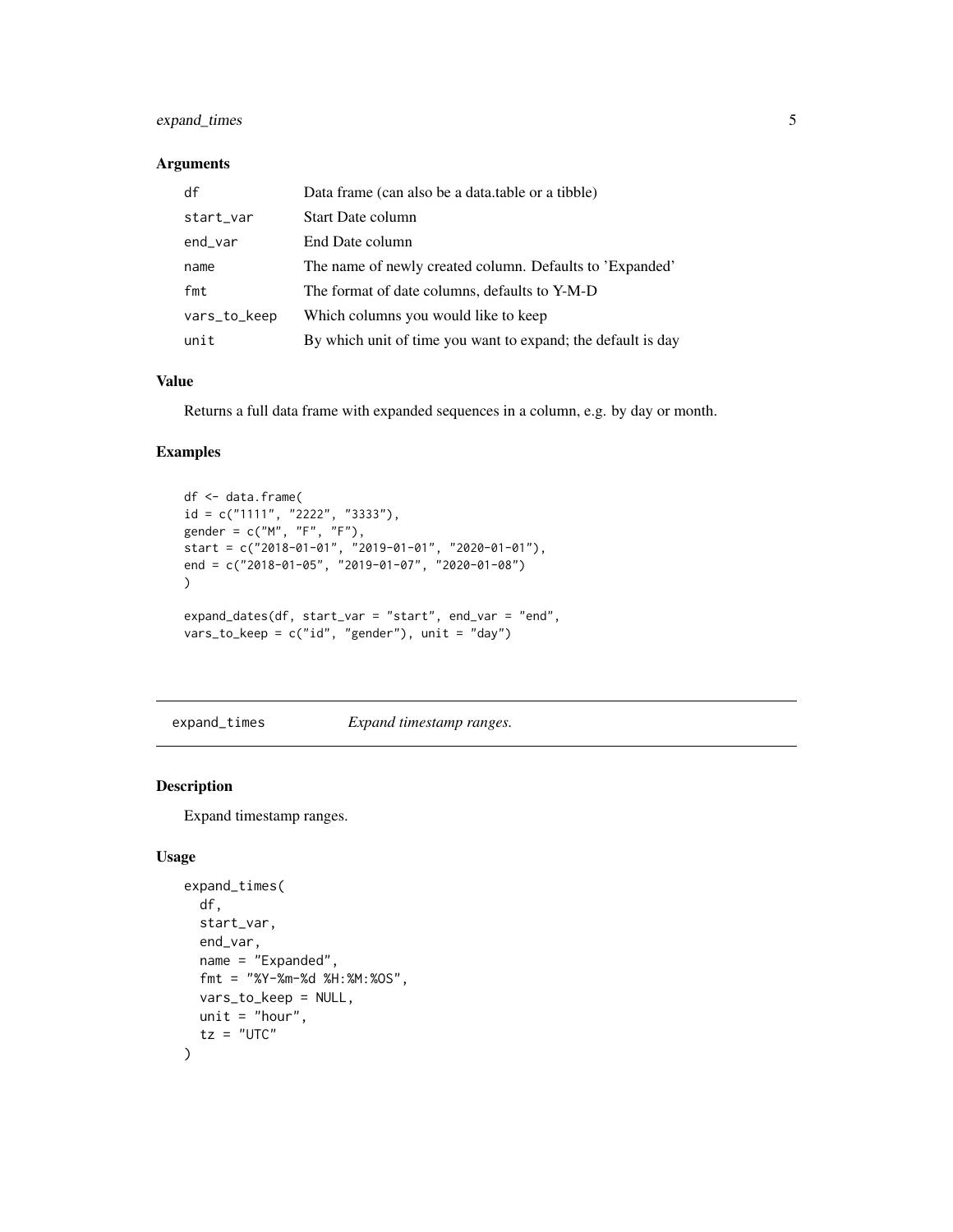### Arguments

| | |
|---|---|
| df | Data frame (can also be a data.table or a tibble) |
| start_var | Start Date column |
| end_var | End Date column |
| name | The name of newly created column. Defaults to 'Expanded' |
| fmt | The format of date columns, defaults to Y-M-D |
| vars_to_keep | Which columns you would like to keep |
| unit | By which unit of time you want to expand; the default is day |

### Value

Returns a full data frame with expanded sequences in a column, e.g. by day or month.

### Examples

```
df <- data.frame(
id = c("1111", "2222", "3333"),
gender = c("M", "F", "F"),
start = c("2018-01-01", "2019-01-01", "2020-01-01"),
end = c("2018-01-05", "2019-01-07", "2020-01-08")
)

expand_dates(df, start_var = "start", end_var = "end",
vars_to_keep = c("id", "gender"), unit = "day")
```

---

## expand_times *Expand timestamp ranges.*

---

### Description

Expand timestamp ranges.

### Usage

```
expand_times(
  df,
  start_var,
  end_var,
  name = "Expanded",
  fmt = "%Y-%m-%d %H:%M:%OS",
  vars_to_keep = NULL,
  unit = "hour",
  tz = "UTC"
)
```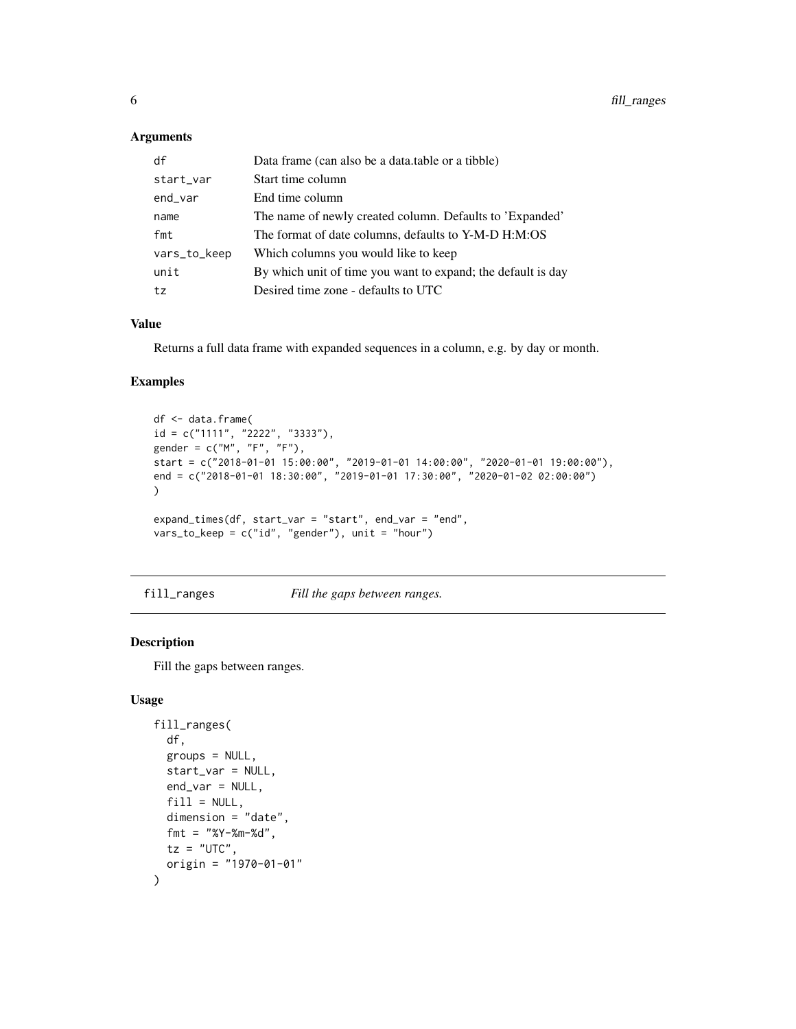### Arguments

| | |
|---|---|
| df | Data frame (can also be a data.table or a tibble) |
| start_var | Start time column |
| end_var | End time column |
| name | The name of newly created column. Defaults to 'Expanded' |
| fmt | The format of date columns, defaults to Y-M-D H:M:OS |
| vars_to_keep | Which columns you would like to keep |
| unit | By which unit of time you want to expand; the default is day |
| tz | Desired time zone - defaults to UTC |

### Value

Returns a full data frame with expanded sequences in a column, e.g. by day or month.

### Examples

```
df <- data.frame(
id = c("1111", "2222", "3333"),
gender = c("M", "F", "F"),
start = c("2018-01-01 15:00:00", "2019-01-01 14:00:00", "2020-01-01 19:00:00"),
end = c("2018-01-01 18:30:00", "2019-01-01 17:30:00", "2020-01-02 02:00:00")
)

expand_times(df, start_var = "start", end_var = "end",
vars_to_keep = c("id", "gender"), unit = "hour")
```

---

## fill_ranges *Fill the gaps between ranges.*

### Description

Fill the gaps between ranges.

### Usage

```
fill_ranges(
  df,
  groups = NULL,
  start_var = NULL,
  end_var = NULL,
  fill = NULL,
  dimension = "date",
  fmt = "%Y-%m-%d",
  tz = "UTC",
  origin = "1970-01-01"
)
```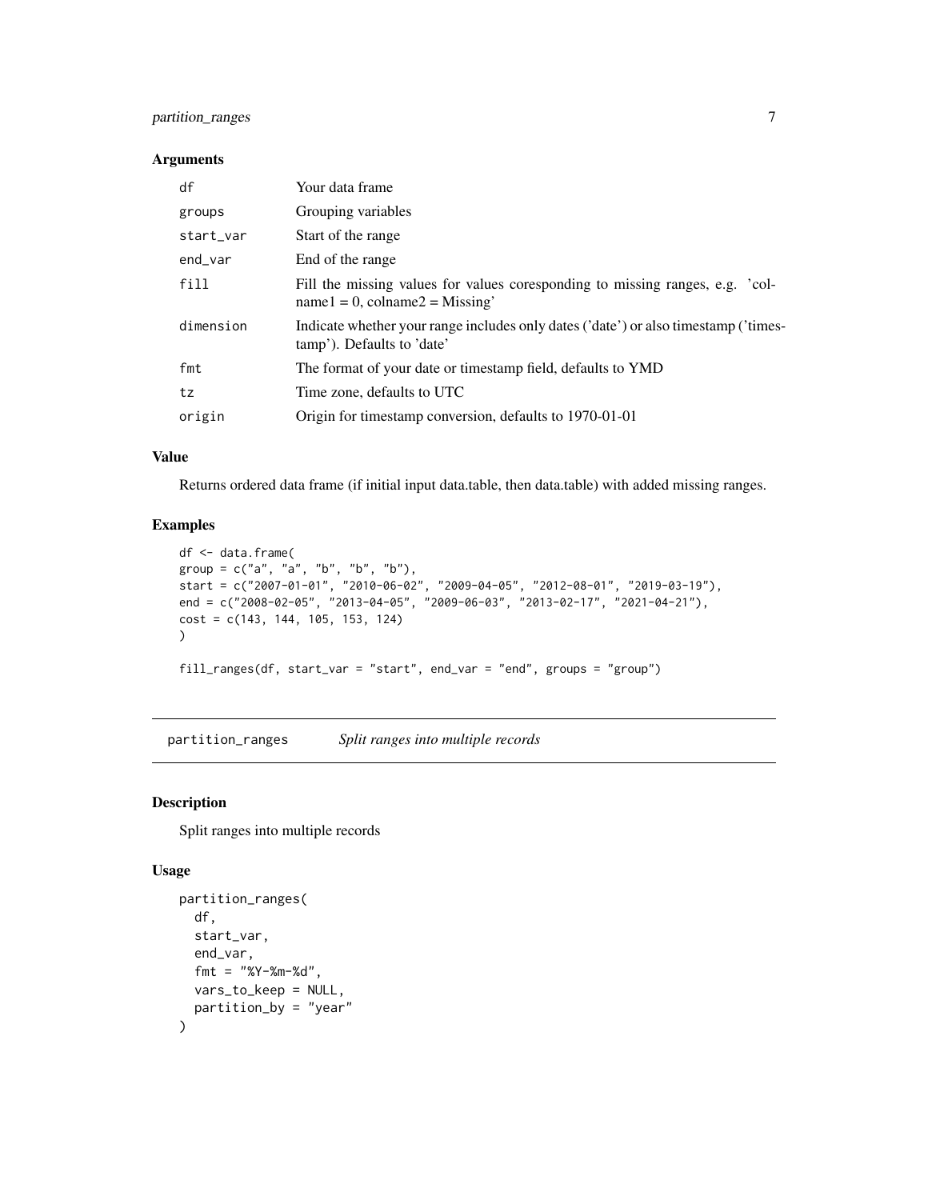### Arguments

| | |
|---|---|
| df | Your data frame |
| groups | Grouping variables |
| start_var | Start of the range |
| end_var | End of the range |
| fill | Fill the missing values for values coresponding to missing ranges, e.g. 'colname1 = 0, colname2 = Missing' |
| dimension | Indicate whether your range includes only dates ('date') or also timestamp ('timestamp'). Defaults to 'date' |
| fmt | The format of your date or timestamp field, defaults to YMD |
| tz | Time zone, defaults to UTC |
| origin | Origin for timestamp conversion, defaults to 1970-01-01 |

### Value

Returns ordered data frame (if initial input data.table, then data.table) with added missing ranges.

### Examples

```
df <- data.frame(
group = c("a", "a", "b", "b", "b"),
start = c("2007-01-01", "2010-06-02", "2009-04-05", "2012-08-01", "2019-03-19"),
end = c("2008-02-05", "2013-04-05", "2009-06-03", "2013-02-17", "2021-04-21"),
cost = c(143, 144, 105, 153, 124)
)

fill_ranges(df, start_var = "start", end_var = "end", groups = "group")
```

---

## partition_ranges *Split ranges into multiple records*

### Description

Split ranges into multiple records

### Usage

```
partition_ranges(
  df,
  start_var,
  end_var,
  fmt = "%Y-%m-%d",
  vars_to_keep = NULL,
  partition_by = "year"
)
```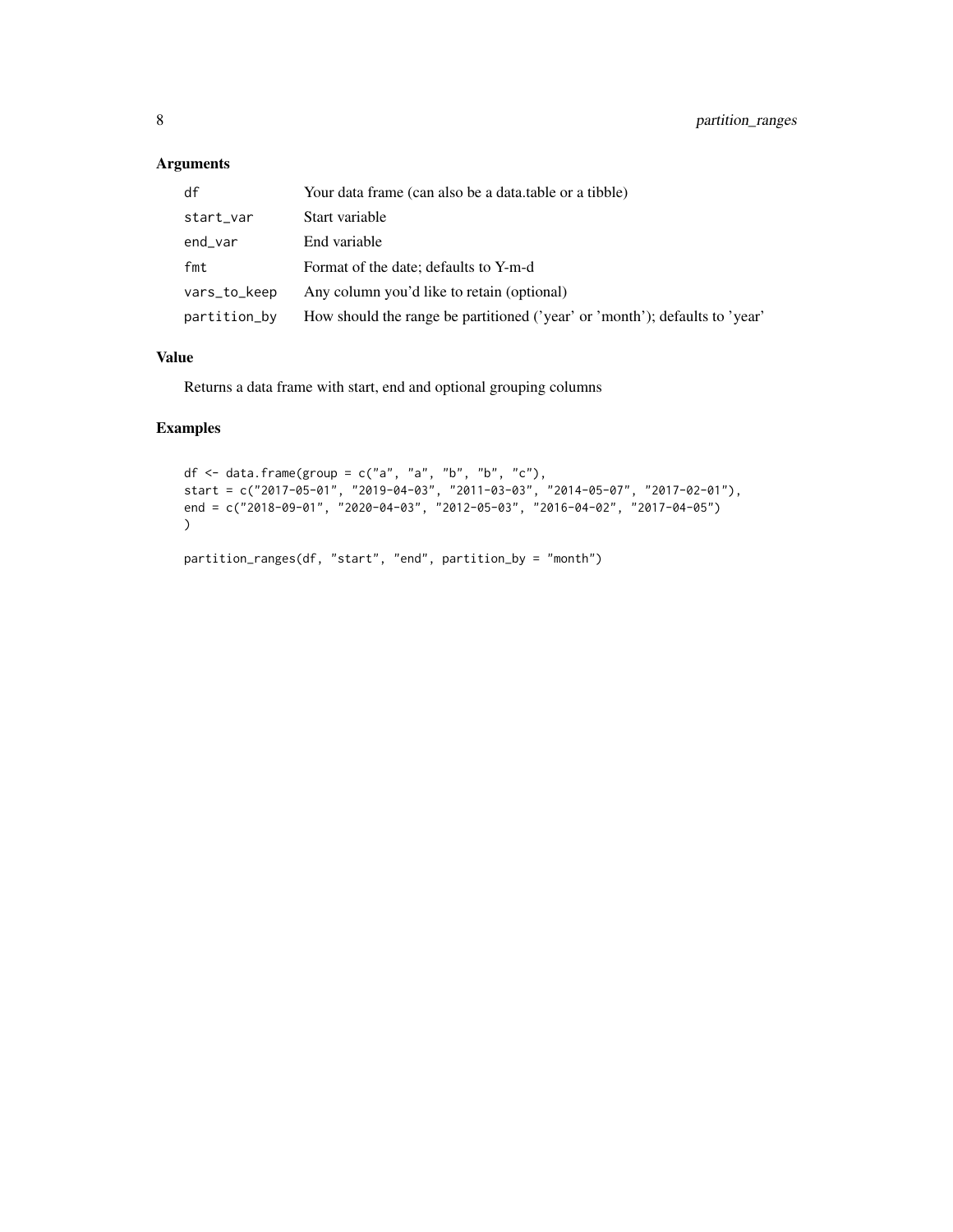## Arguments

| | |
|---|---|
| df | Your data frame (can also be a data.table or a tibble) |
| start_var | Start variable |
| end_var | End variable |
| fmt | Format of the date; defaults to Y-m-d |
| vars_to_keep | Any column you'd like to retain (optional) |
| partition_by | How should the range be partitioned ('year' or 'month'); defaults to 'year' |

## Value

Returns a data frame with start, end and optional grouping columns

## Examples

```
df <- data.frame(group = c("a", "a", "b", "b", "c"),
start = c("2017-05-01", "2019-04-03", "2011-03-03", "2014-05-07", "2017-02-01"),
end = c("2018-09-01", "2020-04-03", "2012-05-03", "2016-04-02", "2017-04-05")
)

partition_ranges(df, "start", "end", partition_by = "month")
```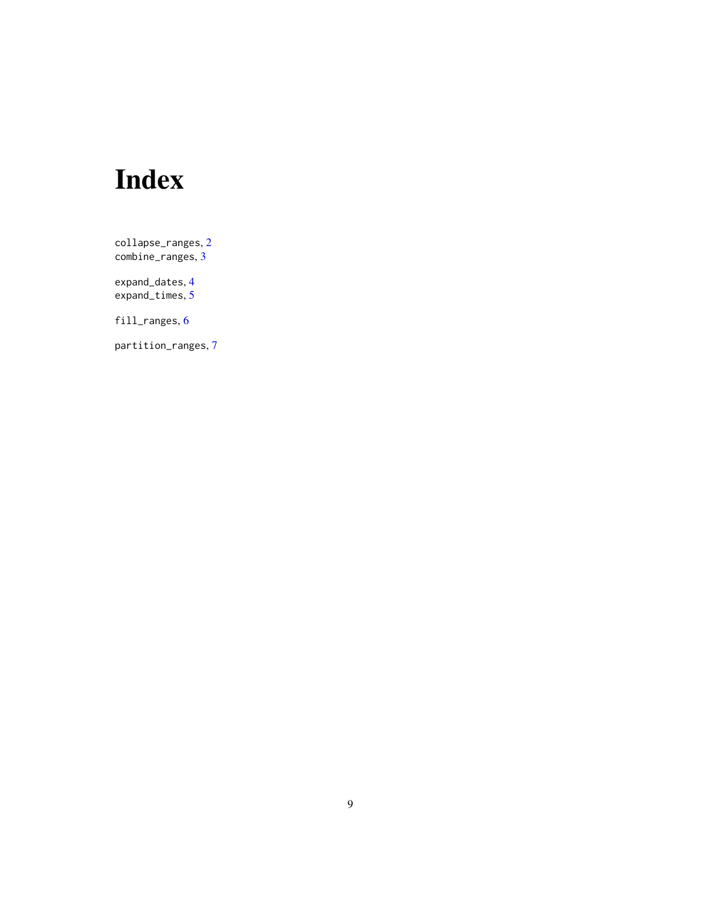# Index

collapse_ranges, 2
combine_ranges, 3

expand_dates, 4
expand_times, 5

fill_ranges, 6

partition_ranges, 7